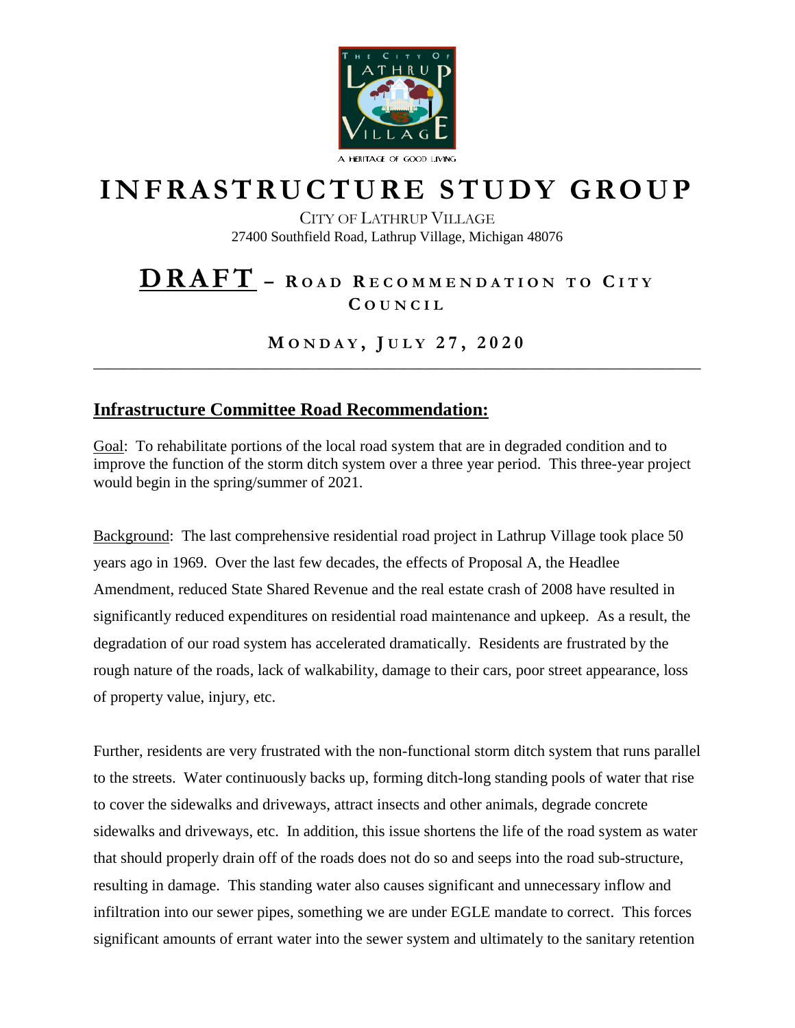# INFRASTRUCTURE STUDY GROUP

CITY OF LATHRUP VILLAGE
27400 Southfield Road, Lathrup Village, Michigan 48076

## DRAFT – ROAD RECOMMENDATION TO CITY COUNCIL

### MONDAY, JULY 27, 2020

---

## Infrastructure Committee Road Recommendation:

Goal: To rehabilitate portions of the local road system that are in degraded condition and to improve the function of the storm ditch system over a three year period. This three-year project would begin in the spring/summer of 2021.

Background: The last comprehensive residential road project in Lathrup Village took place 50 years ago in 1969. Over the last few decades, the effects of Proposal A, the Headlee Amendment, reduced State Shared Revenue and the real estate crash of 2008 have resulted in significantly reduced expenditures on residential road maintenance and upkeep. As a result, the degradation of our road system has accelerated dramatically. Residents are frustrated by the rough nature of the roads, lack of walkability, damage to their cars, poor street appearance, loss of property value, injury, etc.

Further, residents are very frustrated with the non-functional storm ditch system that runs parallel to the streets. Water continuously backs up, forming ditch-long standing pools of water that rise to cover the sidewalks and driveways, attract insects and other animals, degrade concrete sidewalks and driveways, etc. In addition, this issue shortens the life of the road system as water that should properly drain off of the roads does not do so and seeps into the road sub-structure, resulting in damage. This standing water also causes significant and unnecessary inflow and infiltration into our sewer pipes, something we are under EGLE mandate to correct. This forces significant amounts of errant water into the sewer system and ultimately to the sanitary retention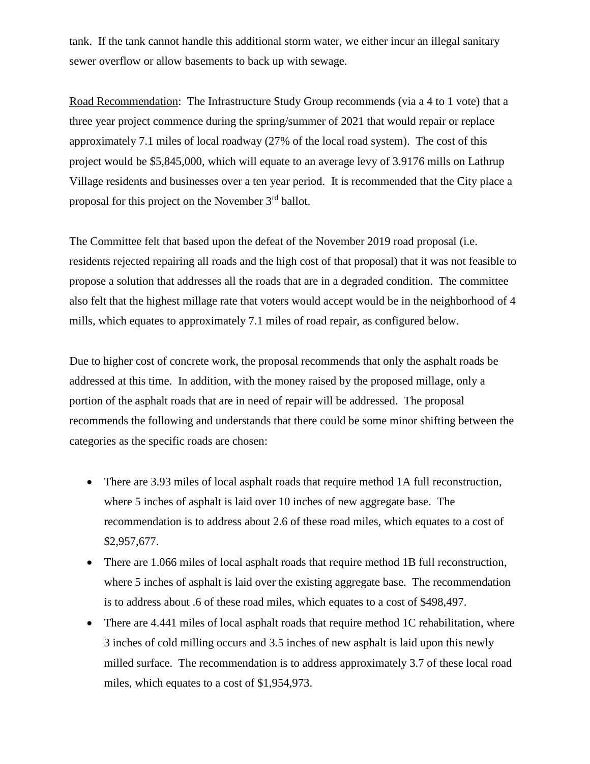tank. If the tank cannot handle this additional storm water, we either incur an illegal sanitary sewer overflow or allow basements to back up with sewage.

Road Recommendation: The Infrastructure Study Group recommends (via a 4 to 1 vote) that a three year project commence during the spring/summer of 2021 that would repair or replace approximately 7.1 miles of local roadway (27% of the local road system). The cost of this project would be $5,845,000, which will equate to an average levy of 3.9176 mills on Lathrup Village residents and businesses over a ten year period. It is recommended that the City place a proposal for this project on the November 3rd ballot.

The Committee felt that based upon the defeat of the November 2019 road proposal (i.e. residents rejected repairing all roads and the high cost of that proposal) that it was not feasible to propose a solution that addresses all the roads that are in a degraded condition. The committee also felt that the highest millage rate that voters would accept would be in the neighborhood of 4 mills, which equates to approximately 7.1 miles of road repair, as configured below.

Due to higher cost of concrete work, the proposal recommends that only the asphalt roads be addressed at this time. In addition, with the money raised by the proposed millage, only a portion of the asphalt roads that are in need of repair will be addressed. The proposal recommends the following and understands that there could be some minor shifting between the categories as the specific roads are chosen:

- There are 3.93 miles of local asphalt roads that require method 1A full reconstruction, where 5 inches of asphalt is laid over 10 inches of new aggregate base. The recommendation is to address about 2.6 of these road miles, which equates to a cost of $2,957,677.
- There are 1.066 miles of local asphalt roads that require method 1B full reconstruction, where 5 inches of asphalt is laid over the existing aggregate base. The recommendation is to address about .6 of these road miles, which equates to a cost of $498,497.
- There are 4.441 miles of local asphalt roads that require method 1C rehabilitation, where 3 inches of cold milling occurs and 3.5 inches of new asphalt is laid upon this newly milled surface. The recommendation is to address approximately 3.7 of these local road miles, which equates to a cost of $1,954,973.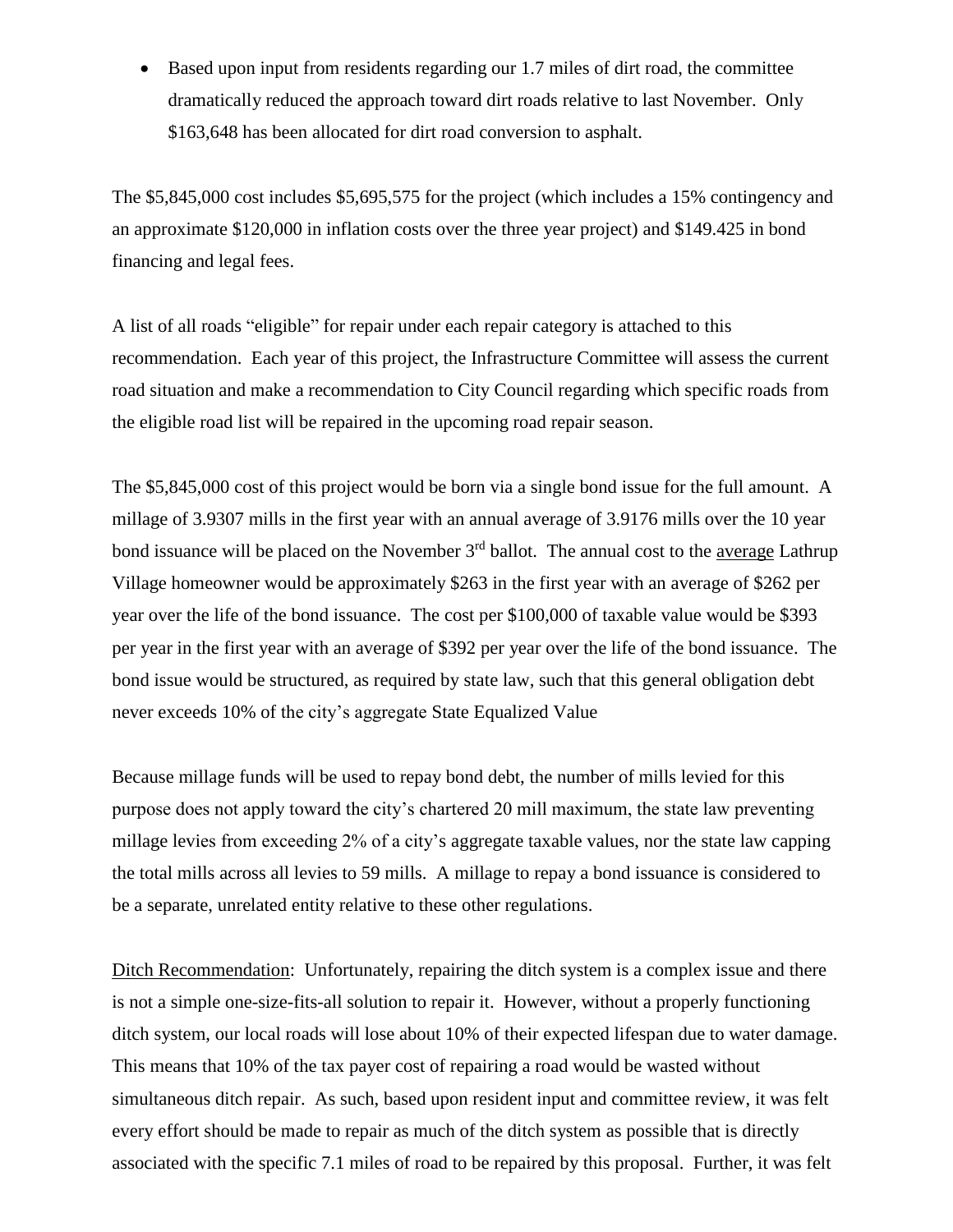- Based upon input from residents regarding our 1.7 miles of dirt road, the committee dramatically reduced the approach toward dirt roads relative to last November. Only $163,648 has been allocated for dirt road conversion to asphalt.

The $5,845,000 cost includes $5,695,575 for the project (which includes a 15% contingency and an approximate $120,000 in inflation costs over the three year project) and $149.425 in bond financing and legal fees.

A list of all roads "eligible" for repair under each repair category is attached to this recommendation. Each year of this project, the Infrastructure Committee will assess the current road situation and make a recommendation to City Council regarding which specific roads from the eligible road list will be repaired in the upcoming road repair season.

The $5,845,000 cost of this project would be born via a single bond issue for the full amount. A millage of 3.9307 mills in the first year with an annual average of 3.9176 mills over the 10 year bond issuance will be placed on the November 3rd ballot. The annual cost to the <u>average</u> Lathrup Village homeowner would be approximately $263 in the first year with an average of $262 per year over the life of the bond issuance. The cost per $100,000 of taxable value would be $393 per year in the first year with an average of $392 per year over the life of the bond issuance. The bond issue would be structured, as required by state law, such that this general obligation debt never exceeds 10% of the city's aggregate State Equalized Value

Because millage funds will be used to repay bond debt, the number of mills levied for this purpose does not apply toward the city's chartered 20 mill maximum, the state law preventing millage levies from exceeding 2% of a city's aggregate taxable values, nor the state law capping the total mills across all levies to 59 mills. A millage to repay a bond issuance is considered to be a separate, unrelated entity relative to these other regulations.

<u>Ditch Recommendation</u>: Unfortunately, repairing the ditch system is a complex issue and there is not a simple one-size-fits-all solution to repair it. However, without a properly functioning ditch system, our local roads will lose about 10% of their expected lifespan due to water damage. This means that 10% of the tax payer cost of repairing a road would be wasted without simultaneous ditch repair. As such, based upon resident input and committee review, it was felt every effort should be made to repair as much of the ditch system as possible that is directly associated with the specific 7.1 miles of road to be repaired by this proposal. Further, it was felt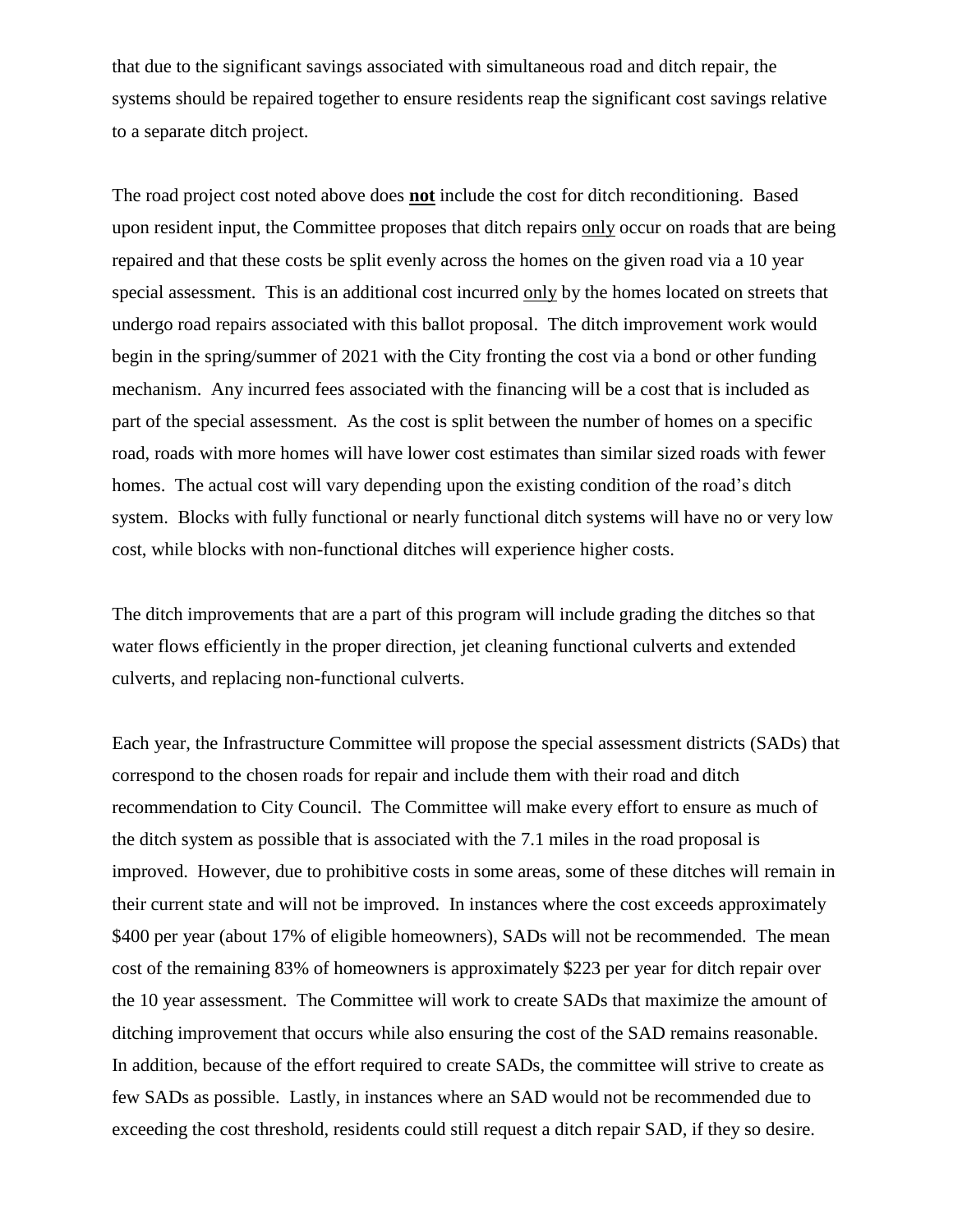that due to the significant savings associated with simultaneous road and ditch repair, the systems should be repaired together to ensure residents reap the significant cost savings relative to a separate ditch project.

The road project cost noted above does **not** include the cost for ditch reconditioning. Based upon resident input, the Committee proposes that ditch repairs only occur on roads that are being repaired and that these costs be split evenly across the homes on the given road via a 10 year special assessment. This is an additional cost incurred only by the homes located on streets that undergo road repairs associated with this ballot proposal. The ditch improvement work would begin in the spring/summer of 2021 with the City fronting the cost via a bond or other funding mechanism. Any incurred fees associated with the financing will be a cost that is included as part of the special assessment. As the cost is split between the number of homes on a specific road, roads with more homes will have lower cost estimates than similar sized roads with fewer homes. The actual cost will vary depending upon the existing condition of the road's ditch system. Blocks with fully functional or nearly functional ditch systems will have no or very low cost, while blocks with non-functional ditches will experience higher costs.

The ditch improvements that are a part of this program will include grading the ditches so that water flows efficiently in the proper direction, jet cleaning functional culverts and extended culverts, and replacing non-functional culverts.

Each year, the Infrastructure Committee will propose the special assessment districts (SADs) that correspond to the chosen roads for repair and include them with their road and ditch recommendation to City Council. The Committee will make every effort to ensure as much of the ditch system as possible that is associated with the 7.1 miles in the road proposal is improved. However, due to prohibitive costs in some areas, some of these ditches will remain in their current state and will not be improved. In instances where the cost exceeds approximately \$400 per year (about 17% of eligible homeowners), SADs will not be recommended. The mean cost of the remaining 83% of homeowners is approximately \$223 per year for ditch repair over the 10 year assessment. The Committee will work to create SADs that maximize the amount of ditching improvement that occurs while also ensuring the cost of the SAD remains reasonable. In addition, because of the effort required to create SADs, the committee will strive to create as few SADs as possible. Lastly, in instances where an SAD would not be recommended due to exceeding the cost threshold, residents could still request a ditch repair SAD, if they so desire.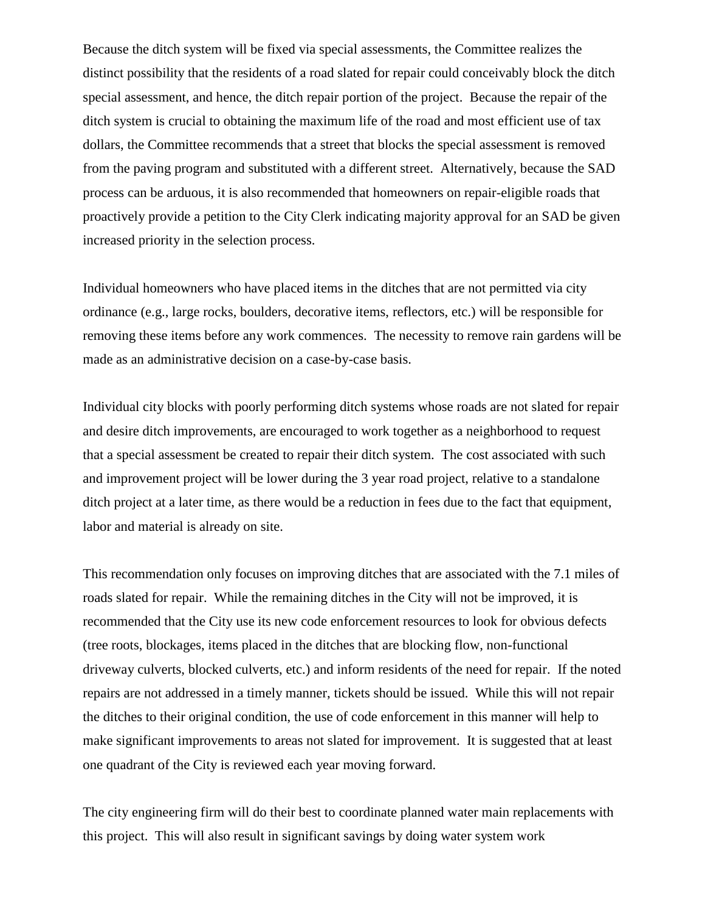Because the ditch system will be fixed via special assessments, the Committee realizes the distinct possibility that the residents of a road slated for repair could conceivably block the ditch special assessment, and hence, the ditch repair portion of the project. Because the repair of the ditch system is crucial to obtaining the maximum life of the road and most efficient use of tax dollars, the Committee recommends that a street that blocks the special assessment is removed from the paving program and substituted with a different street. Alternatively, because the SAD process can be arduous, it is also recommended that homeowners on repair-eligible roads that proactively provide a petition to the City Clerk indicating majority approval for an SAD be given increased priority in the selection process.

Individual homeowners who have placed items in the ditches that are not permitted via city ordinance (e.g., large rocks, boulders, decorative items, reflectors, etc.) will be responsible for removing these items before any work commences. The necessity to remove rain gardens will be made as an administrative decision on a case-by-case basis.

Individual city blocks with poorly performing ditch systems whose roads are not slated for repair and desire ditch improvements, are encouraged to work together as a neighborhood to request that a special assessment be created to repair their ditch system. The cost associated with such and improvement project will be lower during the 3 year road project, relative to a standalone ditch project at a later time, as there would be a reduction in fees due to the fact that equipment, labor and material is already on site.

This recommendation only focuses on improving ditches that are associated with the 7.1 miles of roads slated for repair. While the remaining ditches in the City will not be improved, it is recommended that the City use its new code enforcement resources to look for obvious defects (tree roots, blockages, items placed in the ditches that are blocking flow, non-functional driveway culverts, blocked culverts, etc.) and inform residents of the need for repair. If the noted repairs are not addressed in a timely manner, tickets should be issued. While this will not repair the ditches to their original condition, the use of code enforcement in this manner will help to make significant improvements to areas not slated for improvement. It is suggested that at least one quadrant of the City is reviewed each year moving forward.

The city engineering firm will do their best to coordinate planned water main replacements with this project. This will also result in significant savings by doing water system work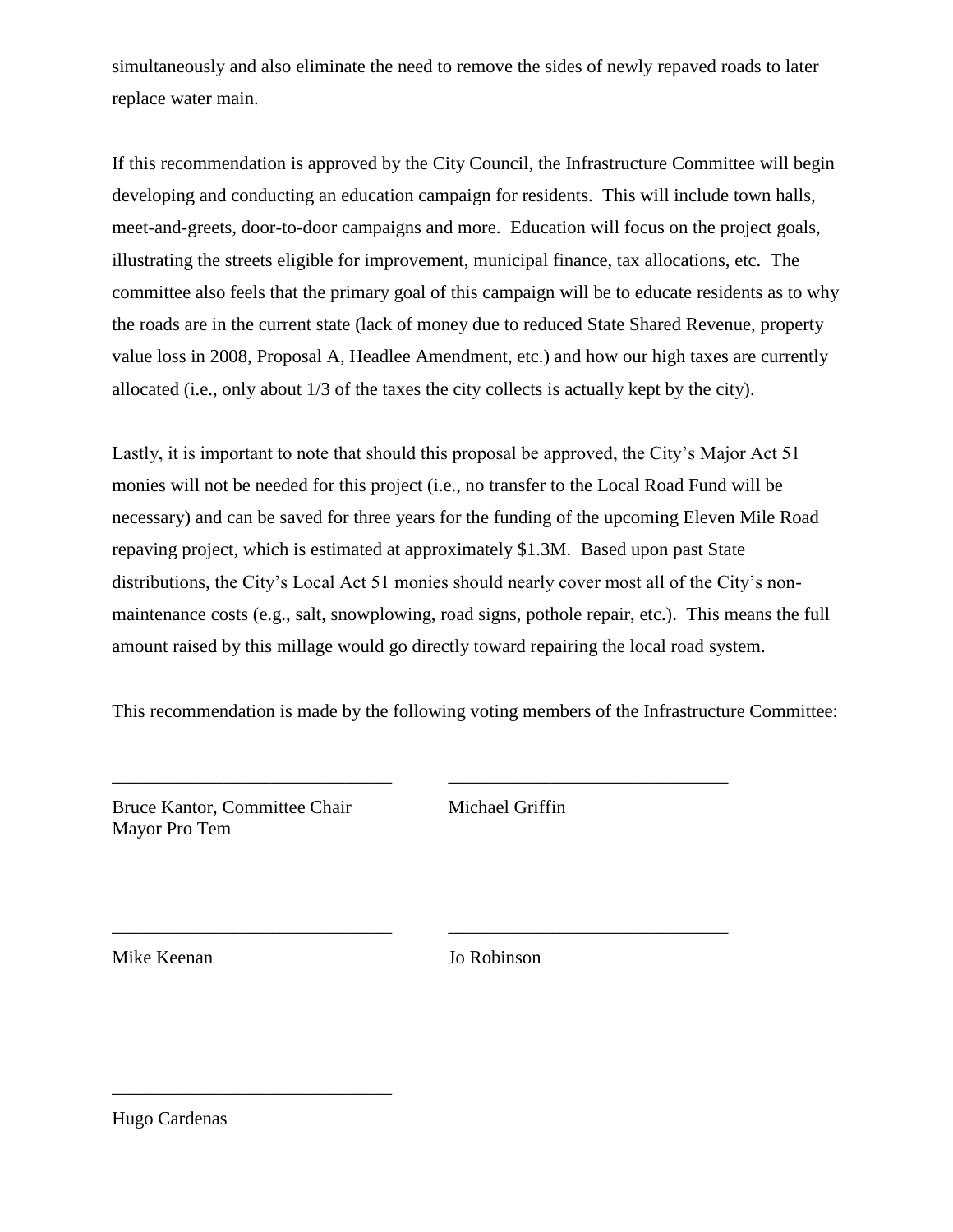simultaneously and also eliminate the need to remove the sides of newly repaved roads to later replace water main.

If this recommendation is approved by the City Council, the Infrastructure Committee will begin developing and conducting an education campaign for residents. This will include town halls, meet-and-greets, door-to-door campaigns and more. Education will focus on the project goals, illustrating the streets eligible for improvement, municipal finance, tax allocations, etc. The committee also feels that the primary goal of this campaign will be to educate residents as to why the roads are in the current state (lack of money due to reduced State Shared Revenue, property value loss in 2008, Proposal A, Headlee Amendment, etc.) and how our high taxes are currently allocated (i.e., only about 1/3 of the taxes the city collects is actually kept by the city).

Lastly, it is important to note that should this proposal be approved, the City's Major Act 51 monies will not be needed for this project (i.e., no transfer to the Local Road Fund will be necessary) and can be saved for three years for the funding of the upcoming Eleven Mile Road repaving project, which is estimated at approximately $1.3M. Based upon past State distributions, the City's Local Act 51 monies should nearly cover most all of the City's non-maintenance costs (e.g., salt, snowplowing, road signs, pothole repair, etc.). This means the full amount raised by this millage would go directly toward repairing the local road system.

This recommendation is made by the following voting members of the Infrastructure Committee:

______________________________

Bruce Kantor, Committee Chair
Mayor Pro Tem

______________________________

Michael Griffin

______________________________

Mike Keenan

______________________________

Jo Robinson

______________________________

Hugo Cardenas